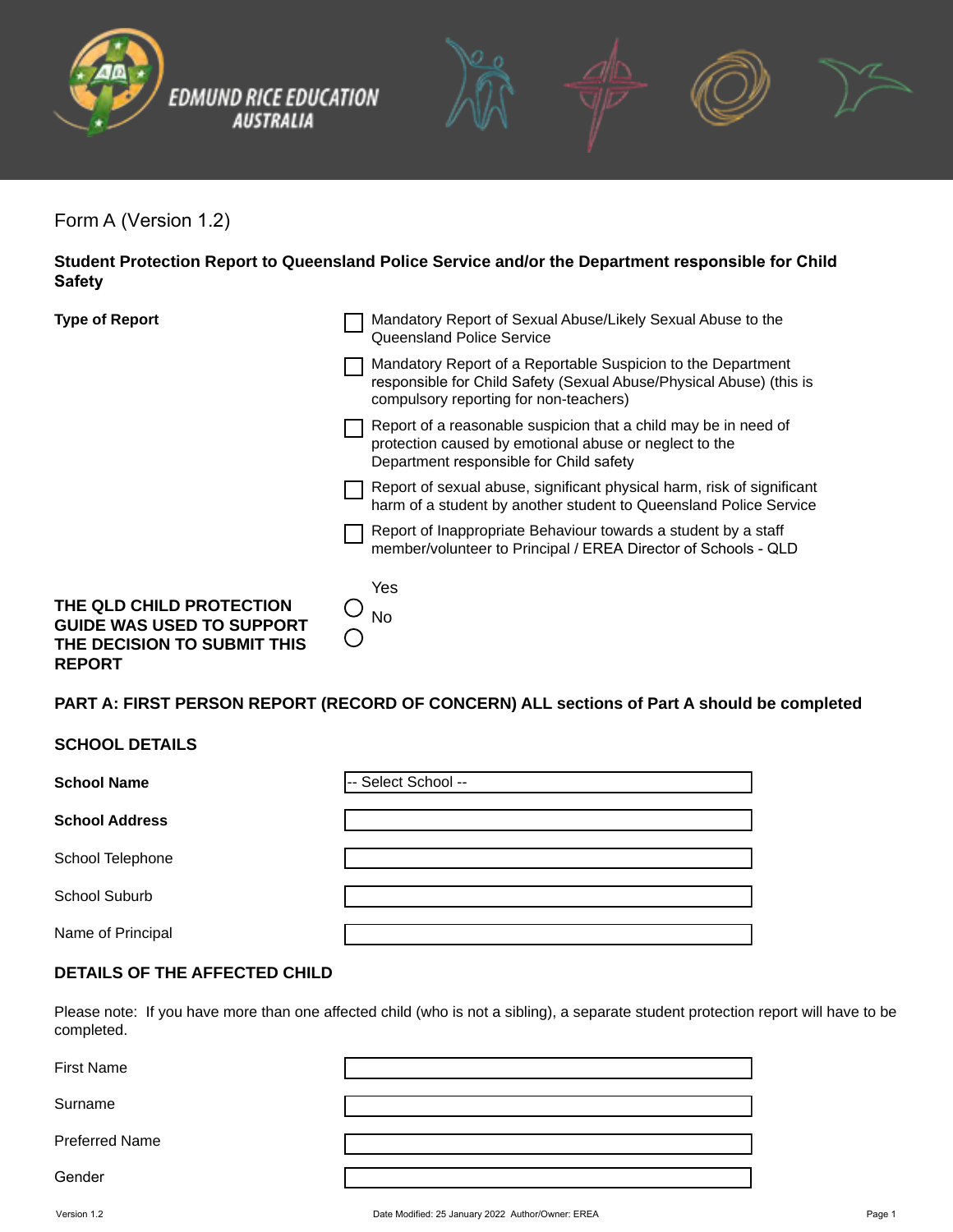Form A (Version 1.2)

**Student Protection Report to Queensland Police Service and/or the Department responsible for Child Safety**

**Type of Report**

- ☐ Mandatory Report of Sexual Abuse/Likely Sexual Abuse to the Queensland Police Service
- ☐ Mandatory Report of a Reportable Suspicion to the Department responsible for Child Safety (Sexual Abuse/Physical Abuse) (this is compulsory reporting for non-teachers)
- ☐ Report of a reasonable suspicion that a child may be in need of protection caused by emotional abuse or neglect to the Department responsible for Child safety
- ☐ Report of sexual abuse, significant physical harm, risk of significant harm of a student by another student to Queensland Police Service
- ☐ Report of Inappropriate Behaviour towards a student by a staff member/volunteer to Principal / EREA Director of Schools - QLD

**THE QLD CHILD PROTECTION GUIDE WAS USED TO SUPPORT THE DECISION TO SUBMIT THIS REPORT**

- ○ Yes
- ○ No

## PART A: FIRST PERSON REPORT (RECORD OF CONCERN) ALL sections of Part A should be completed

### SCHOOL DETAILS

| | |
|---|---|
| **School Name** | -- Select School -- |
| **School Address** | |
| School Telephone | |
| School Suburb | |
| Name of Principal | |

### DETAILS OF THE AFFECTED CHILD

Please note: If you have more than one affected child (who is not a sibling), a separate student protection report will have to be completed.

| | |
|---|---|
| First Name | |
| Surname | |
| Preferred Name | |
| Gender | |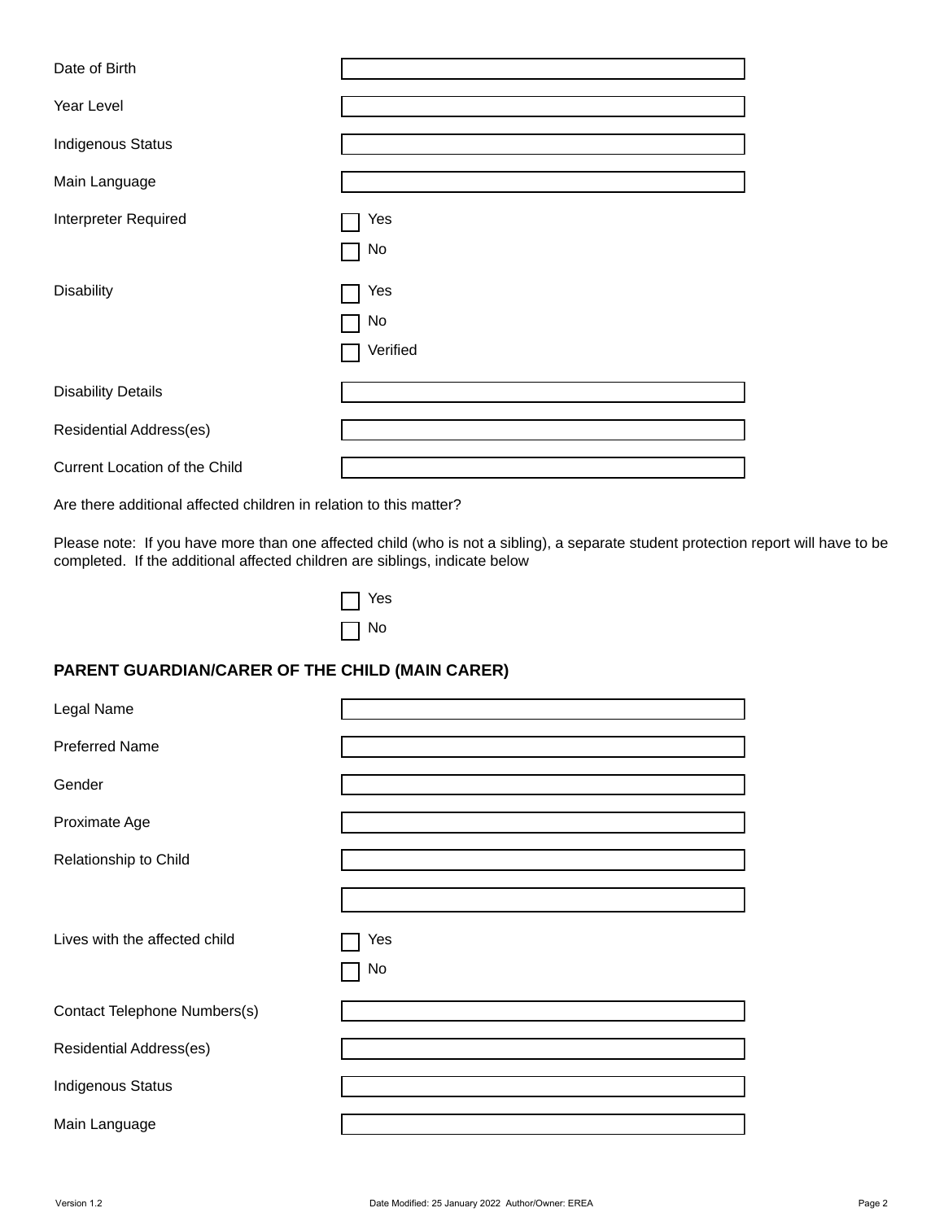| | |
|---|---|
| Date of Birth | |
| Year Level | |
| Indigenous Status | |
| Main Language | |
| Interpreter Required | ☐ Yes<br>☐ No |
| Disability | ☐ Yes<br>☐ No<br>☐ Verified |
| Disability Details | |
| Residential Address(es) | |
| Current Location of the Child | |

Are there additional affected children in relation to this matter?

Please note: If you have more than one affected child (who is not a sibling), a separate student protection report will have to be completed. If the additional affected children are siblings, indicate below

☐ Yes

☐ No

**PARENT GUARDIAN/CARER OF THE CHILD (MAIN CARER)**

| | |
|---|---|
| Legal Name | |
| Preferred Name | |
| Gender | |
| Proximate Age | |
| Relationship to Child | |
| | |
| Lives with the affected child | ☐ Yes<br>☐ No |
| Contact Telephone Numbers(s) | |
| Residential Address(es) | |
| Indigenous Status | |
| Main Language | |

Version 1.2 Date Modified: 25 January 2022 Author/Owner: EREA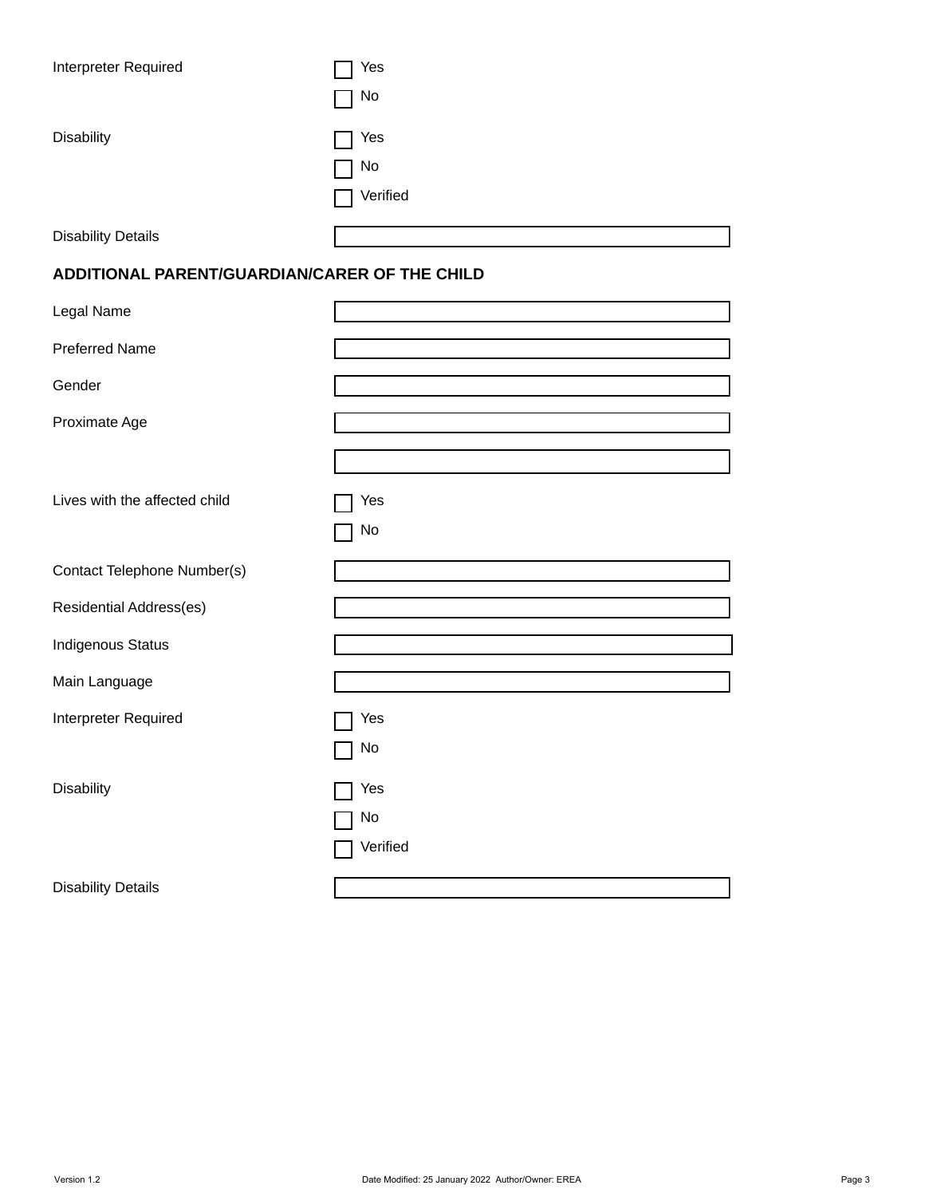Interpreter Required

- ☐ Yes
- ☐ No

Disability

- ☐ Yes
- ☐ No
- ☐ Verified

Disability Details: ____________________

## ADDITIONAL PARENT/GUARDIAN/CARER OF THE CHILD

Legal Name: ____________________

Preferred Name: ____________________

Gender: ____________________

Proximate Age: ____________________

____________________

Lives with the affected child

- ☐ Yes
- ☐ No

Contact Telephone Number(s): ____________________

Residential Address(es): ____________________

Indigenous Status: ____________________

Main Language: ____________________

Interpreter Required

- ☐ Yes
- ☐ No

Disability

- ☐ Yes
- ☐ No
- ☐ Verified

Disability Details: ____________________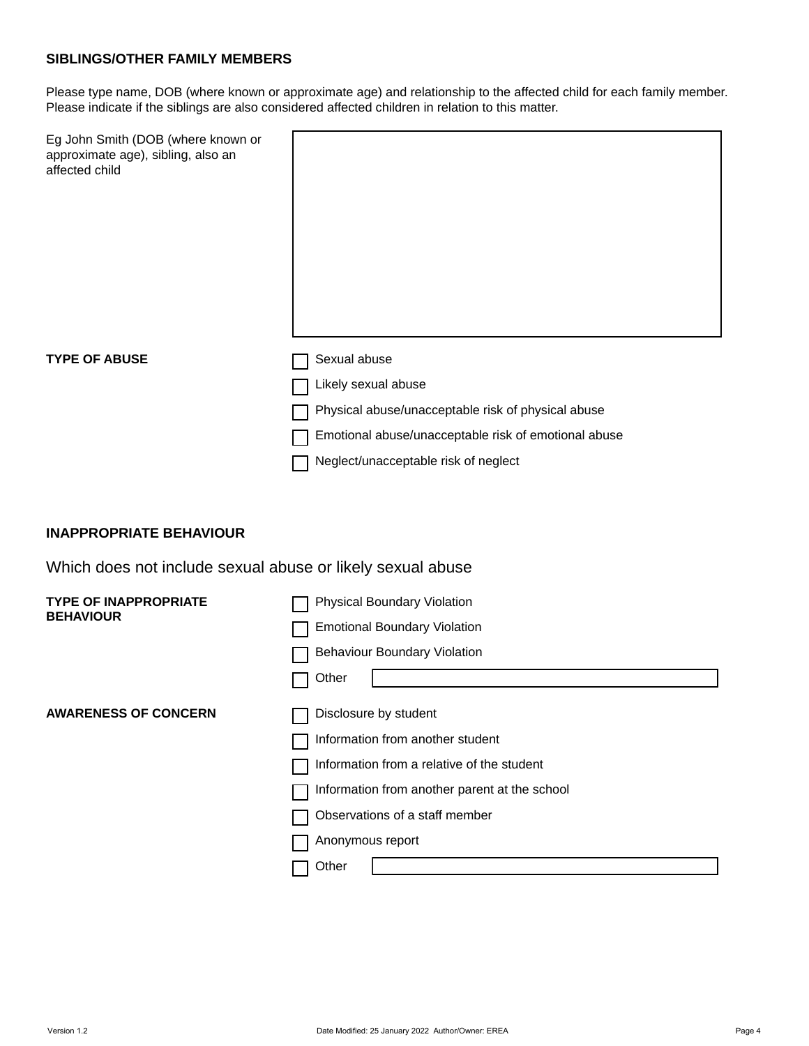## SIBLINGS/OTHER FAMILY MEMBERS

Please type name, DOB (where known or approximate age) and relationship to the affected child for each family member. Please indicate if the siblings are also considered affected children in relation to this matter.

Eg John Smith (DOB (where known or approximate age), sibling, also an affected child

**TYPE OF ABUSE**

- ☐ Sexual abuse
- ☐ Likely sexual abuse
- ☐ Physical abuse/unacceptable risk of physical abuse
- ☐ Emotional abuse/unacceptable risk of emotional abuse
- ☐ Neglect/unacceptable risk of neglect

## INAPPROPRIATE BEHAVIOUR

Which does not include sexual abuse or likely sexual abuse

**TYPE OF INAPPROPRIATE BEHAVIOUR**

- ☐ Physical Boundary Violation
- ☐ Emotional Boundary Violation
- ☐ Behaviour Boundary Violation
- ☐ Other

**AWARENESS OF CONCERN**

- ☐ Disclosure by student
- ☐ Information from another student
- ☐ Information from a relative of the student
- ☐ Information from another parent at the school
- ☐ Observations of a staff member
- ☐ Anonymous report
- ☐ Other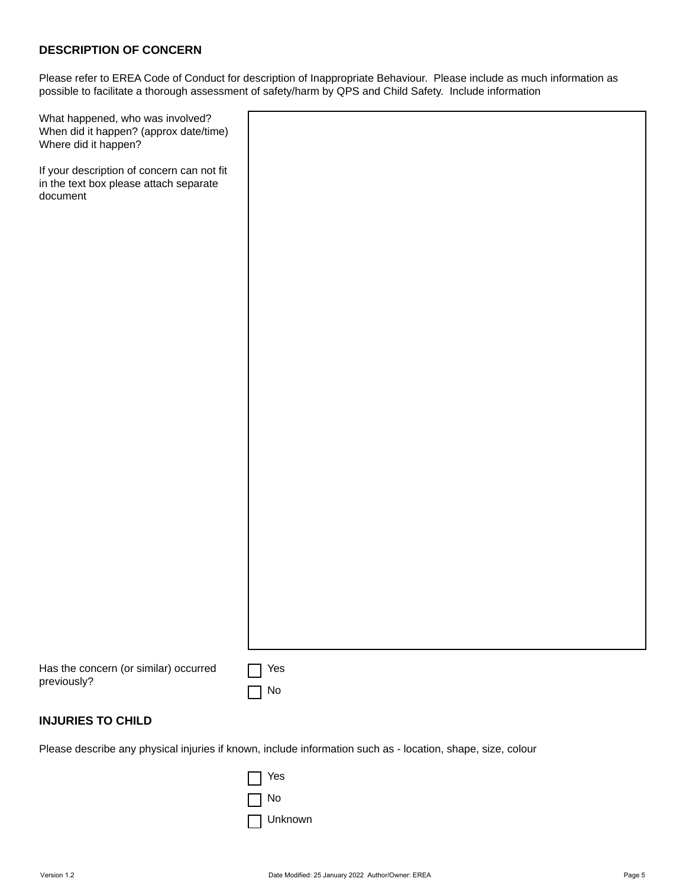## DESCRIPTION OF CONCERN

Please refer to EREA Code of Conduct for description of Inappropriate Behaviour. Please include as much information as possible to facilitate a thorough assessment of safety/harm by QPS and Child Safety. Include information

| | |
|---|---|
| What happened, who was involved?<br>When did it happen? (approx date/time)<br>Where did it happen?<br><br>If your description of concern can not fit in the text box please attach separate document | |

Has the concern (or similar) occurred previously?

☐ Yes

☐ No

## INJURIES TO CHILD

Please describe any physical injuries if known, include information such as - location, shape, size, colour

☐ Yes

☐ No

☐ Unknown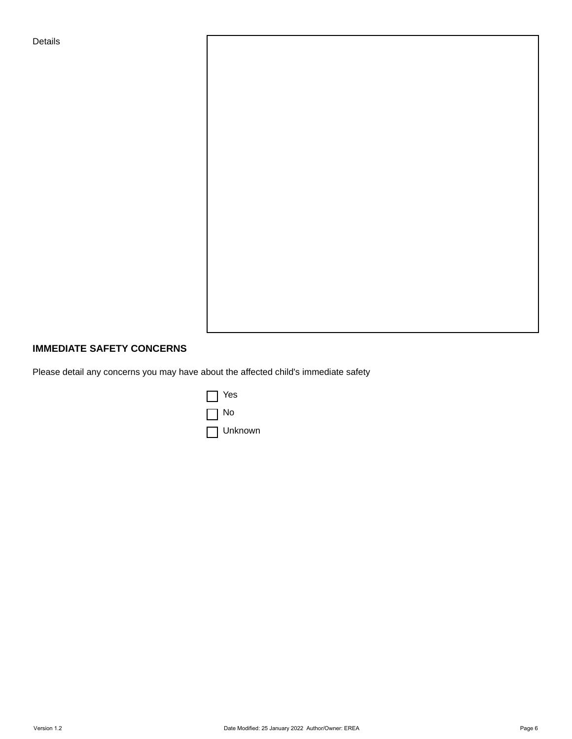Details

|  |
|---|
|  |

## IMMEDIATE SAFETY CONCERNS

Please detail any concerns you may have about the affected child's immediate safety

- [ ] Yes
- [ ] No
- [ ] Unknown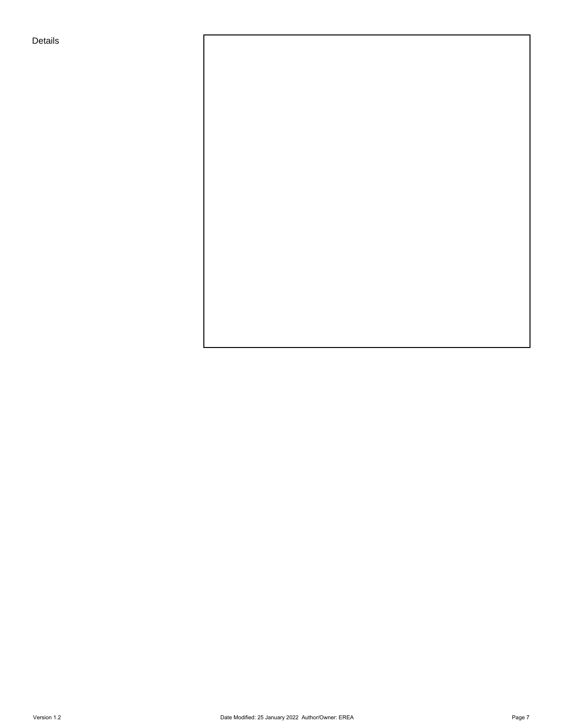Details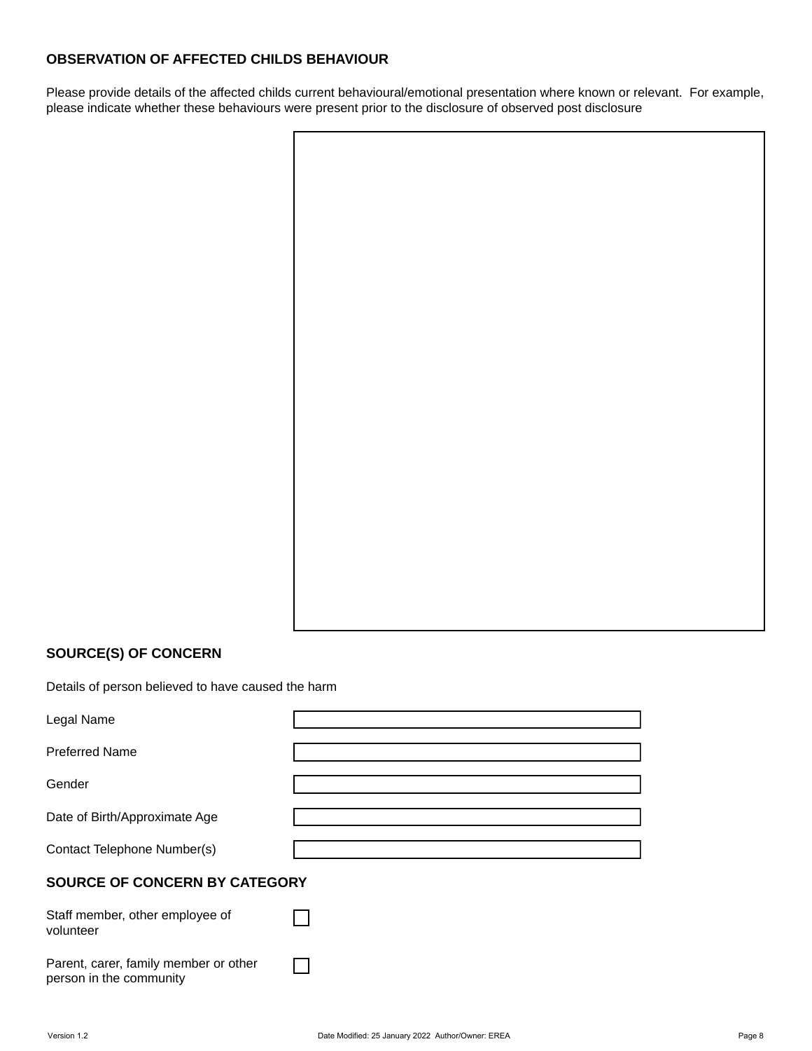## OBSERVATION OF AFFECTED CHILDS BEHAVIOUR

Please provide details of the affected childs current behavioural/emotional presentation where known or relevant. For example, please indicate whether these behaviours were present prior to the disclosure of observed post disclosure

## SOURCE(S) OF CONCERN

Details of person believed to have caused the harm

| | |
|---|---|
| Legal Name | |
| Preferred Name | |
| Gender | |
| Date of Birth/Approximate Age | |
| Contact Telephone Number(s) | |

## SOURCE OF CONCERN BY CATEGORY

| | |
|---|---|
| Staff member, other employee of volunteer | ☐ |
| Parent, carer, family member or other person in the community | ☐ |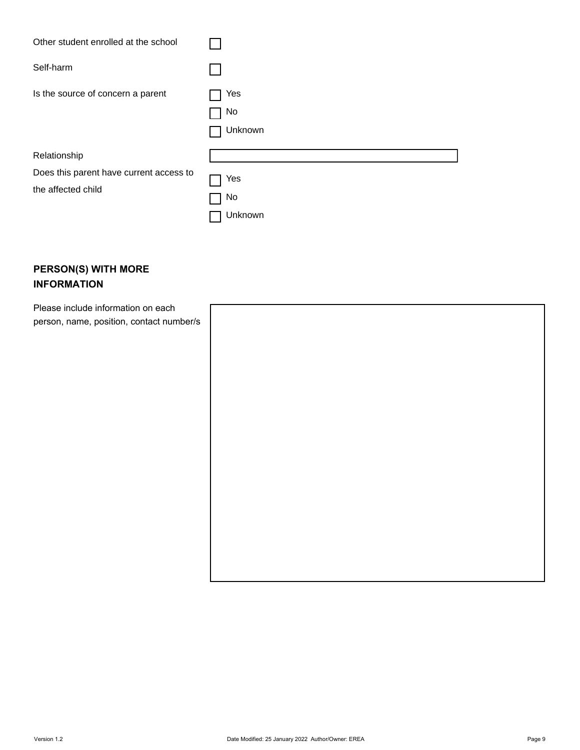Other student enrolled at the school ☐

Self-harm ☐

Is the source of concern a parent

☐ Yes

☐ No

☐ Unknown

Relationship ____________________

Does this parent have current access to the affected child

☐ Yes

☐ No

☐ Unknown

## PERSON(S) WITH MORE INFORMATION

Please include information on each person, name, position, contact number/s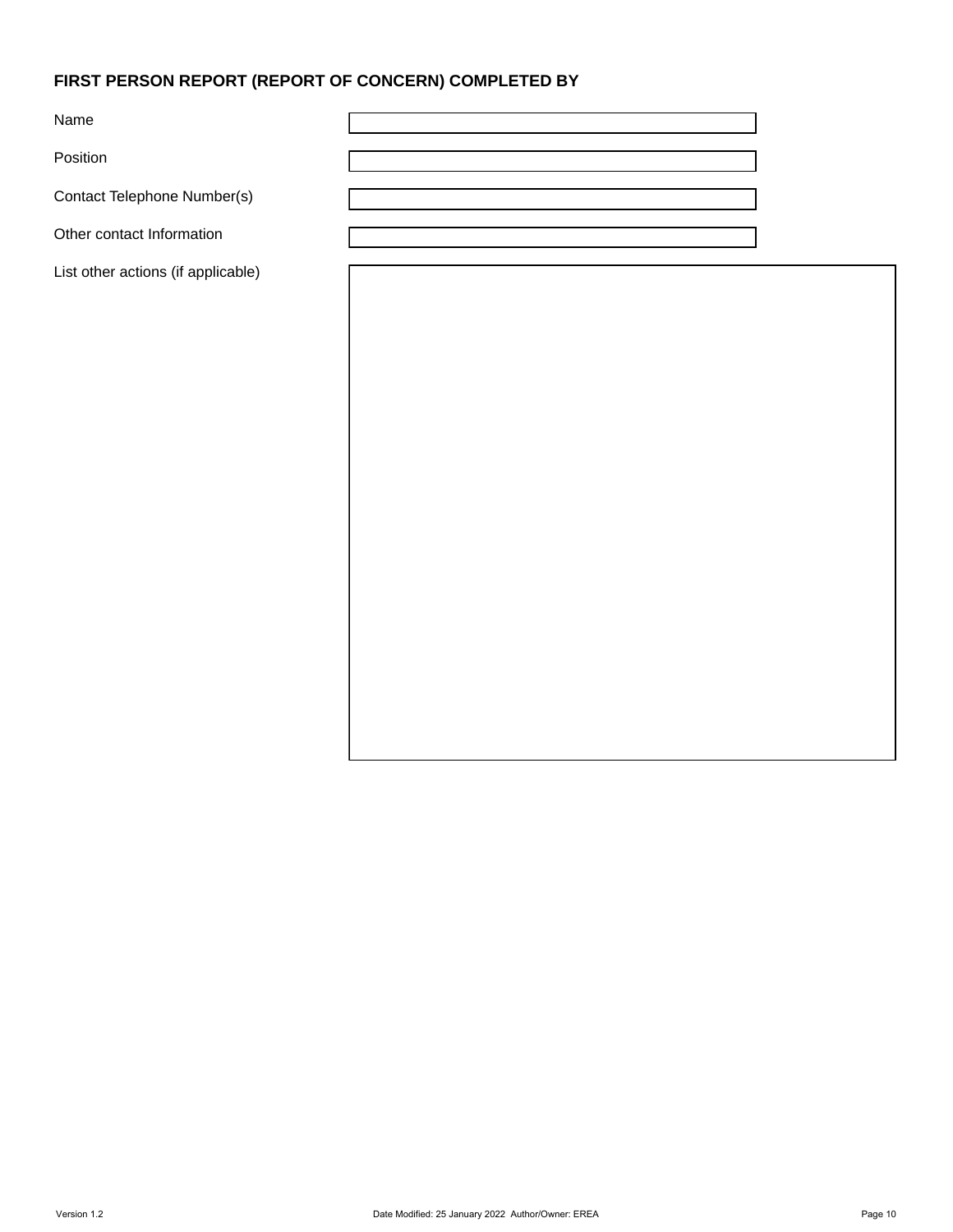**FIRST PERSON REPORT (REPORT OF CONCERN) COMPLETED BY**

| | |
|---|---|
| Name | |
| Position | |
| Contact Telephone Number(s) | |
| Other contact Information | |
| List other actions (if applicable) | |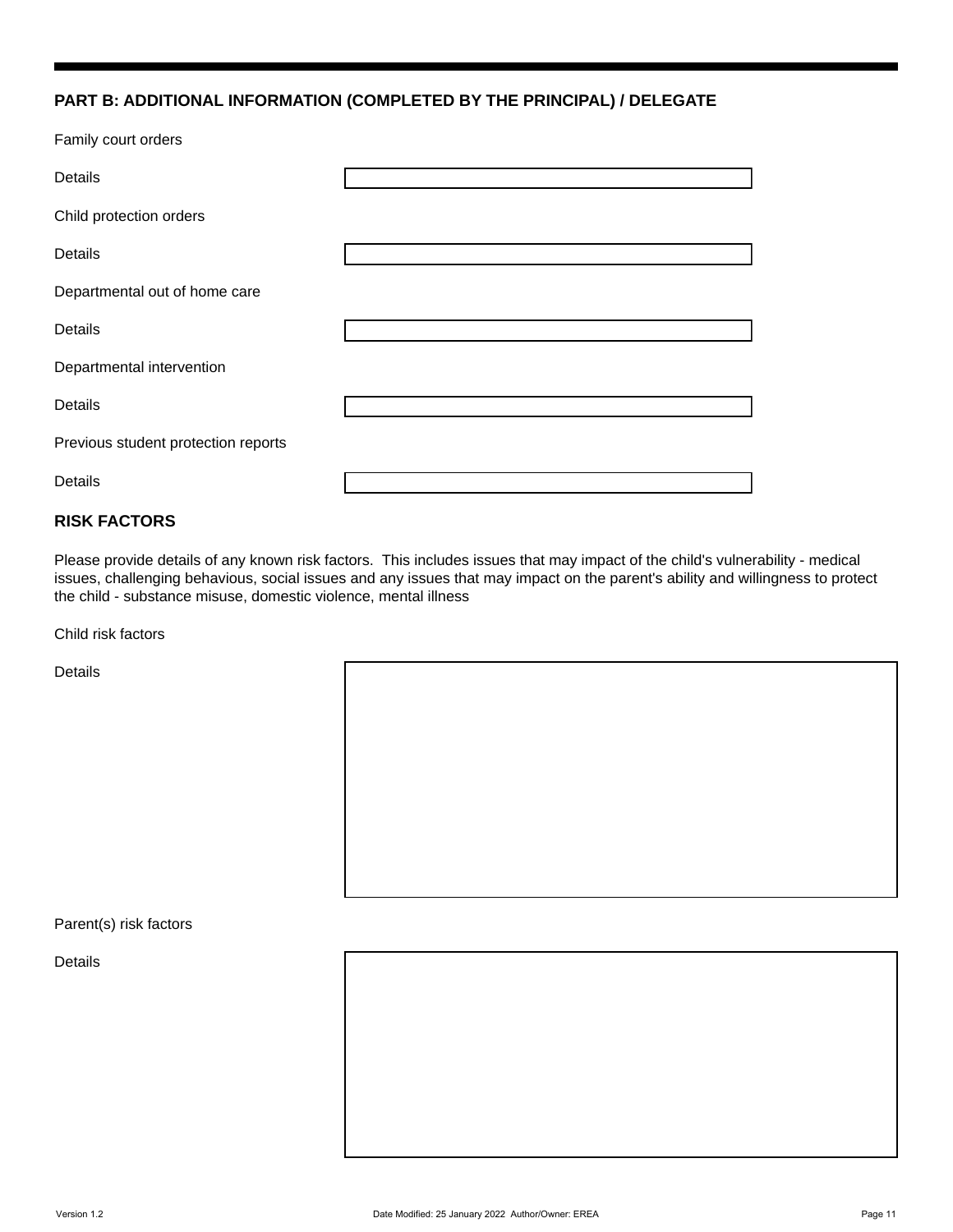## PART B: ADDITIONAL INFORMATION (COMPLETED BY THE PRINCIPAL) / DELEGATE

Family court orders

Details

Child protection orders

Details

Departmental out of home care

Details

Departmental intervention

Details

Previous student protection reports

Details

## RISK FACTORS

Please provide details of any known risk factors. This includes issues that may impact of the child's vulnerability - medical issues, challenging behavious, social issues and any issues that may impact on the parent's ability and willingness to protect the child - substance misuse, domestic violence, mental illness

Child risk factors

Details

Parent(s) risk factors

Details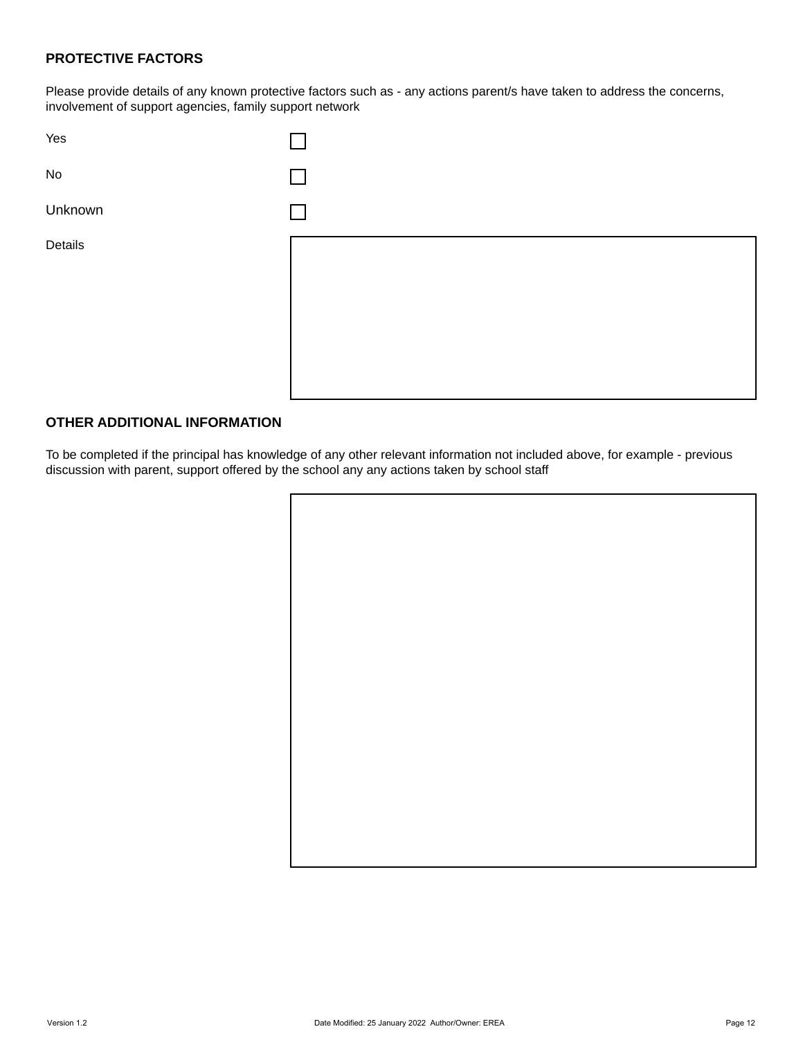**PROTECTIVE FACTORS**

Please provide details of any known protective factors such as - any actions parent/s have taken to address the concerns, involvement of support agencies, family support network

Yes ☐

No ☐

Unknown ☐

Details

**OTHER ADDITIONAL INFORMATION**

To be completed if the principal has knowledge of any other relevant information not included above, for example - previous discussion with parent, support offered by the school any any actions taken by school staff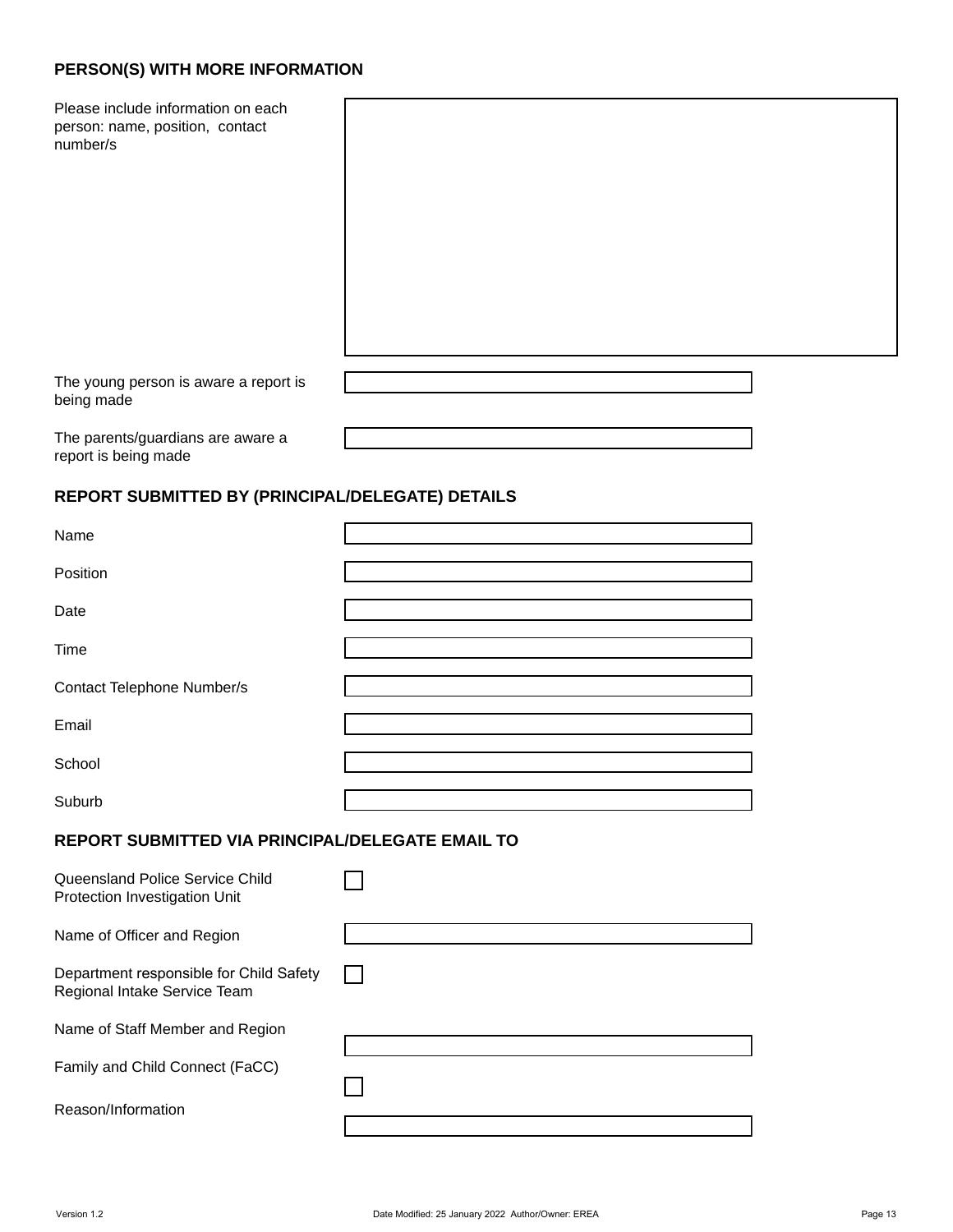## PERSON(S) WITH MORE INFORMATION

| Field | Response |
| --- | --- |
| Please include information on each person: name, position, contact number/s | |
| The young person is aware a report is being made | |
| The parents/guardians are aware a report is being made | |

## REPORT SUBMITTED BY (PRINCIPAL/DELEGATE) DETAILS

| Field | Response |
| --- | --- |
| Name | |
| Position | |
| Date | |
| Time | |
| Contact Telephone Number/s | |
| Email | |
| School | |
| Suburb | |

## REPORT SUBMITTED VIA PRINCIPAL/DELEGATE EMAIL TO

| Field | Response |
| --- | --- |
| Queensland Police Service Child Protection Investigation Unit | ☐ |
| Name of Officer and Region | |
| Department responsible for Child Safety Regional Intake Service Team | ☐ |
| Name of Staff Member and Region | |
| Family and Child Connect (FaCC) | ☐ |
| Reason/Information | |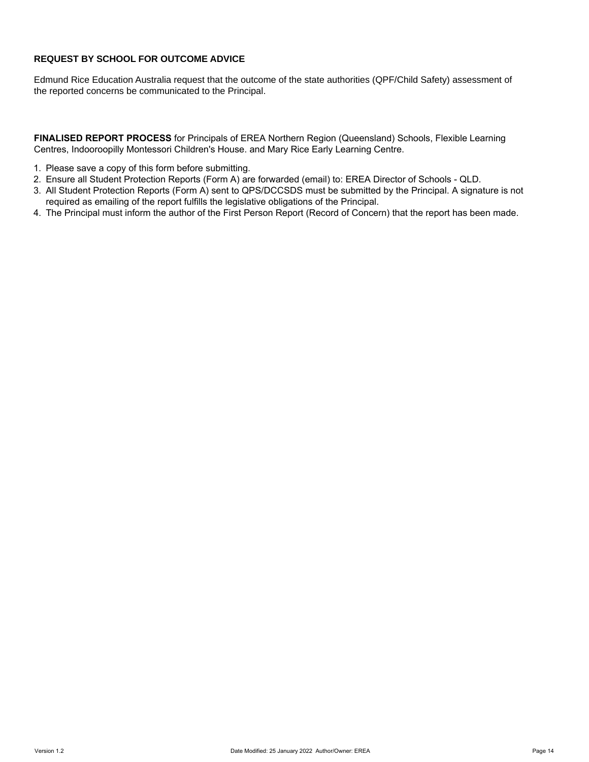**REQUEST BY SCHOOL FOR OUTCOME ADVICE**

Edmund Rice Education Australia request that the outcome of the state authorities (QPF/Child Safety) assessment of the reported concerns be communicated to the Principal.

**FINALISED REPORT PROCESS** for Principals of EREA Northern Region (Queensland) Schools, Flexible Learning Centres, Indooroopilly Montessori Children's House. and Mary Rice Early Learning Centre.

1. Please save a copy of this form before submitting.
2. Ensure all Student Protection Reports (Form A) are forwarded (email) to: EREA Director of Schools - QLD.
3. All Student Protection Reports (Form A) sent to QPS/DCCSDS must be submitted by the Principal. A signature is not required as emailing of the report fulfills the legislative obligations of the Principal.
4. The Principal must inform the author of the First Person Report (Record of Concern) that the report has been made.